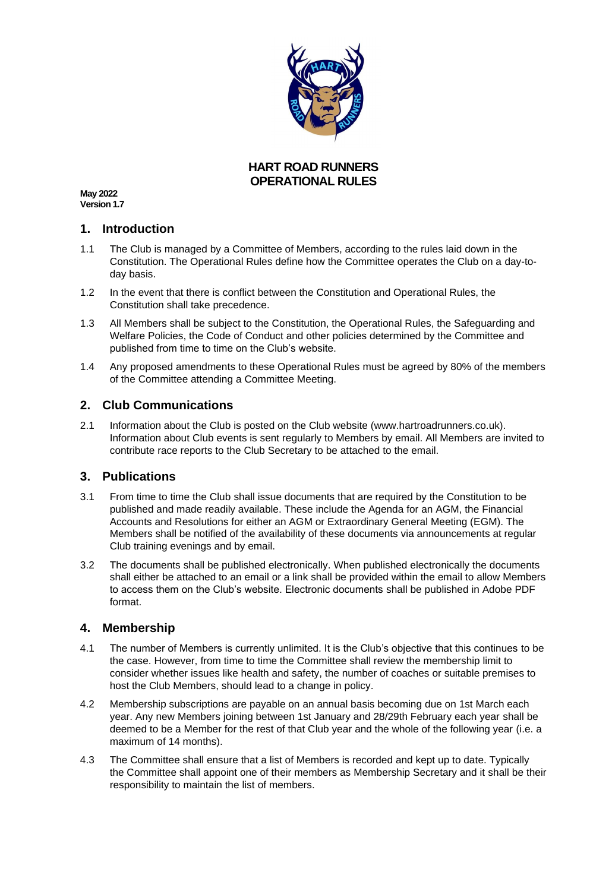# HART ROAD RUNNERS
# OPERATIONAL RULES

**May 2022**
**Version 1.7**

## 1. Introduction

1.1 The Club is managed by a Committee of Members, according to the rules laid down in the Constitution. The Operational Rules define how the Committee operates the Club on a day-to-day basis.

1.2 In the event that there is conflict between the Constitution and Operational Rules, the Constitution shall take precedence.

1.3 All Members shall be subject to the Constitution, the Operational Rules, the Safeguarding and Welfare Policies, the Code of Conduct and other policies determined by the Committee and published from time to time on the Club's website.

1.4 Any proposed amendments to these Operational Rules must be agreed by 80% of the members of the Committee attending a Committee Meeting.

## 2. Club Communications

2.1 Information about the Club is posted on the Club website (www.hartroadrunners.co.uk). Information about Club events is sent regularly to Members by email. All Members are invited to contribute race reports to the Club Secretary to be attached to the email.

## 3. Publications

3.1 From time to time the Club shall issue documents that are required by the Constitution to be published and made readily available. These include the Agenda for an AGM, the Financial Accounts and Resolutions for either an AGM or Extraordinary General Meeting (EGM). The Members shall be notified of the availability of these documents via announcements at regular Club training evenings and by email.

3.2 The documents shall be published electronically. When published electronically the documents shall either be attached to an email or a link shall be provided within the email to allow Members to access them on the Club's website. Electronic documents shall be published in Adobe PDF format.

## 4. Membership

4.1 The number of Members is currently unlimited. It is the Club's objective that this continues to be the case. However, from time to time the Committee shall review the membership limit to consider whether issues like health and safety, the number of coaches or suitable premises to host the Club Members, should lead to a change in policy.

4.2 Membership subscriptions are payable on an annual basis becoming due on 1st March each year. Any new Members joining between 1st January and 28/29th February each year shall be deemed to be a Member for the rest of that Club year and the whole of the following year (i.e. a maximum of 14 months).

4.3 The Committee shall ensure that a list of Members is recorded and kept up to date. Typically the Committee shall appoint one of their members as Membership Secretary and it shall be their responsibility to maintain the list of members.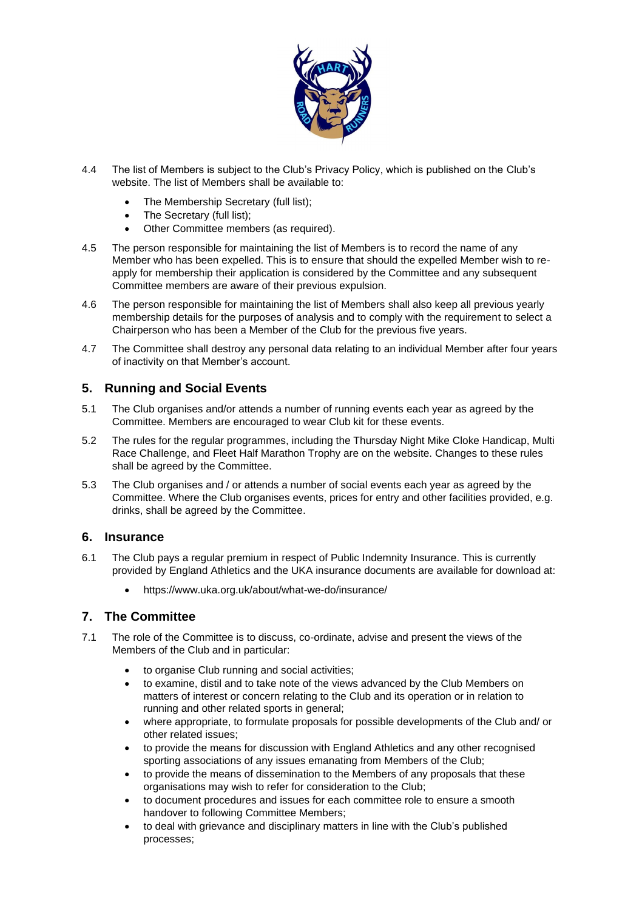4.4 The list of Members is subject to the Club's Privacy Policy, which is published on the Club's website. The list of Members shall be available to:

- The Membership Secretary (full list);
- The Secretary (full list);
- Other Committee members (as required).

4.5 The person responsible for maintaining the list of Members is to record the name of any Member who has been expelled. This is to ensure that should the expelled Member wish to re-apply for membership their application is considered by the Committee and any subsequent Committee members are aware of their previous expulsion.

4.6 The person responsible for maintaining the list of Members shall also keep all previous yearly membership details for the purposes of analysis and to comply with the requirement to select a Chairperson who has been a Member of the Club for the previous five years.

4.7 The Committee shall destroy any personal data relating to an individual Member after four years of inactivity on that Member's account.

## 5. Running and Social Events

5.1 The Club organises and/or attends a number of running events each year as agreed by the Committee. Members are encouraged to wear Club kit for these events.

5.2 The rules for the regular programmes, including the Thursday Night Mike Cloke Handicap, Multi Race Challenge, and Fleet Half Marathon Trophy are on the website. Changes to these rules shall be agreed by the Committee.

5.3 The Club organises and / or attends a number of social events each year as agreed by the Committee. Where the Club organises events, prices for entry and other facilities provided, e.g. drinks, shall be agreed by the Committee.

## 6. Insurance

6.1 The Club pays a regular premium in respect of Public Indemnity Insurance. This is currently provided by England Athletics and the UKA insurance documents are available for download at:

- https://www.uka.org.uk/about/what-we-do/insurance/

## 7. The Committee

7.1 The role of the Committee is to discuss, co-ordinate, advise and present the views of the Members of the Club and in particular:

- to organise Club running and social activities;
- to examine, distil and to take note of the views advanced by the Club Members on matters of interest or concern relating to the Club and its operation or in relation to running and other related sports in general;
- where appropriate, to formulate proposals for possible developments of the Club and/ or other related issues;
- to provide the means for discussion with England Athletics and any other recognised sporting associations of any issues emanating from Members of the Club;
- to provide the means of dissemination to the Members of any proposals that these organisations may wish to refer for consideration to the Club;
- to document procedures and issues for each committee role to ensure a smooth handover to following Committee Members;
- to deal with grievance and disciplinary matters in line with the Club's published processes;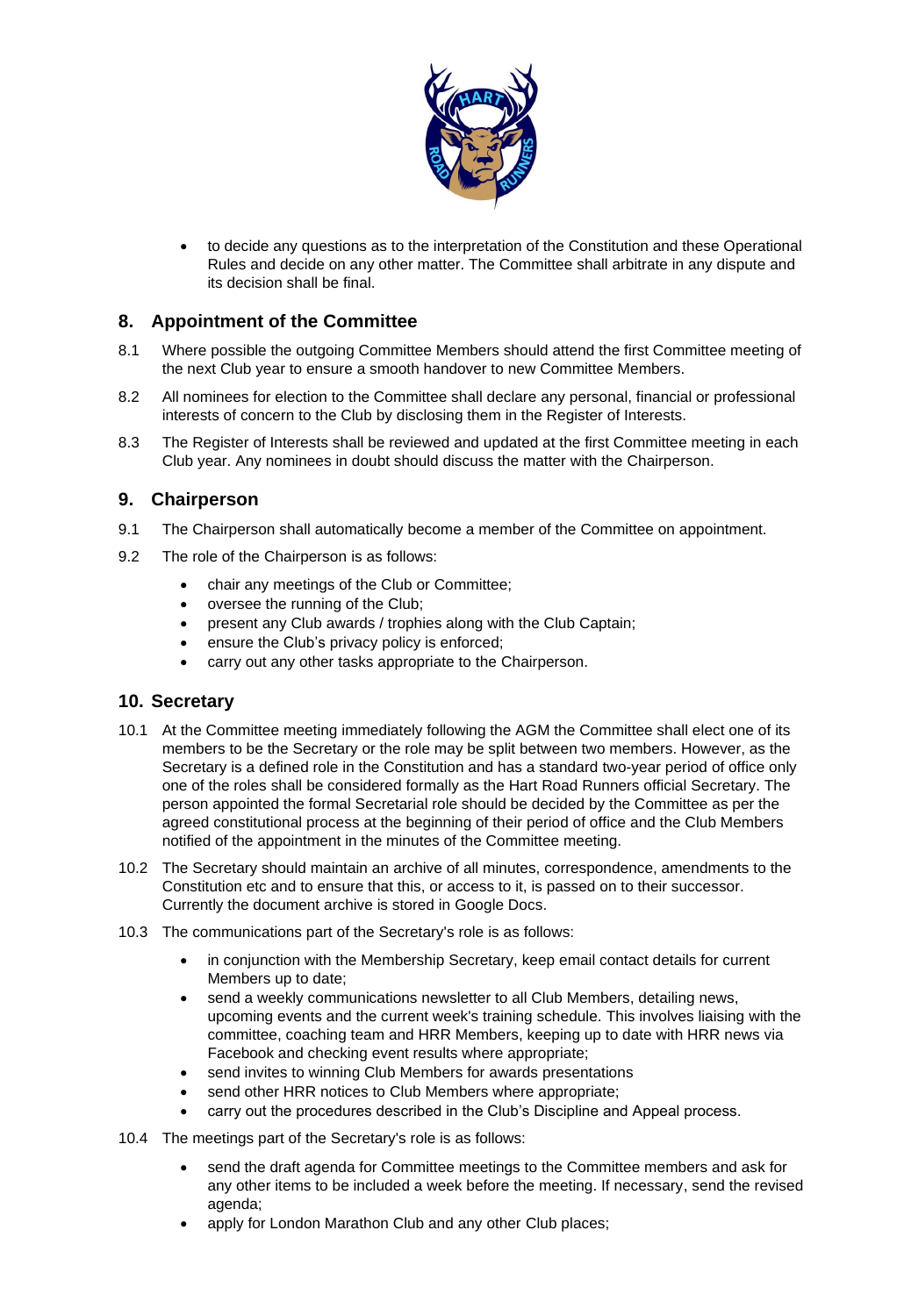- to decide any questions as to the interpretation of the Constitution and these Operational Rules and decide on any other matter. The Committee shall arbitrate in any dispute and its decision shall be final.

## 8. Appointment of the Committee

8.1 Where possible the outgoing Committee Members should attend the first Committee meeting of the next Club year to ensure a smooth handover to new Committee Members.

8.2 All nominees for election to the Committee shall declare any personal, financial or professional interests of concern to the Club by disclosing them in the Register of Interests.

8.3 The Register of Interests shall be reviewed and updated at the first Committee meeting in each Club year. Any nominees in doubt should discuss the matter with the Chairperson.

## 9. Chairperson

9.1 The Chairperson shall automatically become a member of the Committee on appointment.

9.2 The role of the Chairperson is as follows:

- chair any meetings of the Club or Committee;
- oversee the running of the Club;
- present any Club awards / trophies along with the Club Captain;
- ensure the Club's privacy policy is enforced;
- carry out any other tasks appropriate to the Chairperson.

## 10. Secretary

10.1 At the Committee meeting immediately following the AGM the Committee shall elect one of its members to be the Secretary or the role may be split between two members. However, as the Secretary is a defined role in the Constitution and has a standard two-year period of office only one of the roles shall be considered formally as the Hart Road Runners official Secretary. The person appointed the formal Secretarial role should be decided by the Committee as per the agreed constitutional process at the beginning of their period of office and the Club Members notified of the appointment in the minutes of the Committee meeting.

10.2 The Secretary should maintain an archive of all minutes, correspondence, amendments to the Constitution etc and to ensure that this, or access to it, is passed on to their successor. Currently the document archive is stored in Google Docs.

10.3 The communications part of the Secretary's role is as follows:

- in conjunction with the Membership Secretary, keep email contact details for current Members up to date;
- send a weekly communications newsletter to all Club Members, detailing news, upcoming events and the current week's training schedule. This involves liaising with the committee, coaching team and HRR Members, keeping up to date with HRR news via Facebook and checking event results where appropriate;
- send invites to winning Club Members for awards presentations
- send other HRR notices to Club Members where appropriate;
- carry out the procedures described in the Club's Discipline and Appeal process.

10.4 The meetings part of the Secretary's role is as follows:

- send the draft agenda for Committee meetings to the Committee members and ask for any other items to be included a week before the meeting. If necessary, send the revised agenda;
- apply for London Marathon Club and any other Club places;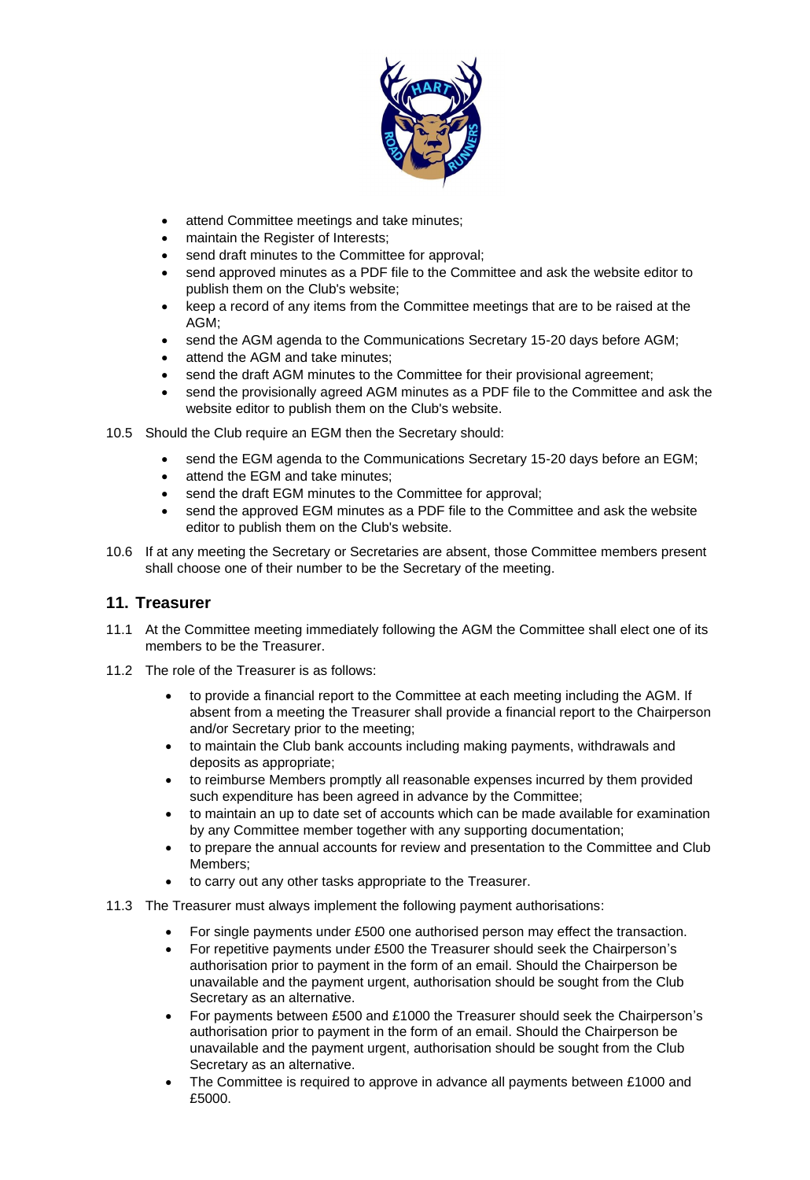- attend Committee meetings and take minutes;
- maintain the Register of Interests;
- send draft minutes to the Committee for approval;
- send approved minutes as a PDF file to the Committee and ask the website editor to publish them on the Club's website;
- keep a record of any items from the Committee meetings that are to be raised at the AGM;
- send the AGM agenda to the Communications Secretary 15-20 days before AGM;
- attend the AGM and take minutes;
- send the draft AGM minutes to the Committee for their provisional agreement;
- send the provisionally agreed AGM minutes as a PDF file to the Committee and ask the website editor to publish them on the Club's website.

10.5 Should the Club require an EGM then the Secretary should:

- send the EGM agenda to the Communications Secretary 15-20 days before an EGM;
- attend the EGM and take minutes;
- send the draft EGM minutes to the Committee for approval;
- send the approved EGM minutes as a PDF file to the Committee and ask the website editor to publish them on the Club's website.

10.6 If at any meeting the Secretary or Secretaries are absent, those Committee members present shall choose one of their number to be the Secretary of the meeting.

## 11. Treasurer

11.1 At the Committee meeting immediately following the AGM the Committee shall elect one of its members to be the Treasurer.

11.2 The role of the Treasurer is as follows:

- to provide a financial report to the Committee at each meeting including the AGM. If absent from a meeting the Treasurer shall provide a financial report to the Chairperson and/or Secretary prior to the meeting;
- to maintain the Club bank accounts including making payments, withdrawals and deposits as appropriate;
- to reimburse Members promptly all reasonable expenses incurred by them provided such expenditure has been agreed in advance by the Committee;
- to maintain an up to date set of accounts which can be made available for examination by any Committee member together with any supporting documentation;
- to prepare the annual accounts for review and presentation to the Committee and Club Members;
- to carry out any other tasks appropriate to the Treasurer.

11.3 The Treasurer must always implement the following payment authorisations:

- For single payments under £500 one authorised person may effect the transaction.
- For repetitive payments under £500 the Treasurer should seek the Chairperson's authorisation prior to payment in the form of an email. Should the Chairperson be unavailable and the payment urgent, authorisation should be sought from the Club Secretary as an alternative.
- For payments between £500 and £1000 the Treasurer should seek the Chairperson's authorisation prior to payment in the form of an email. Should the Chairperson be unavailable and the payment urgent, authorisation should be sought from the Club Secretary as an alternative.
- The Committee is required to approve in advance all payments between £1000 and £5000.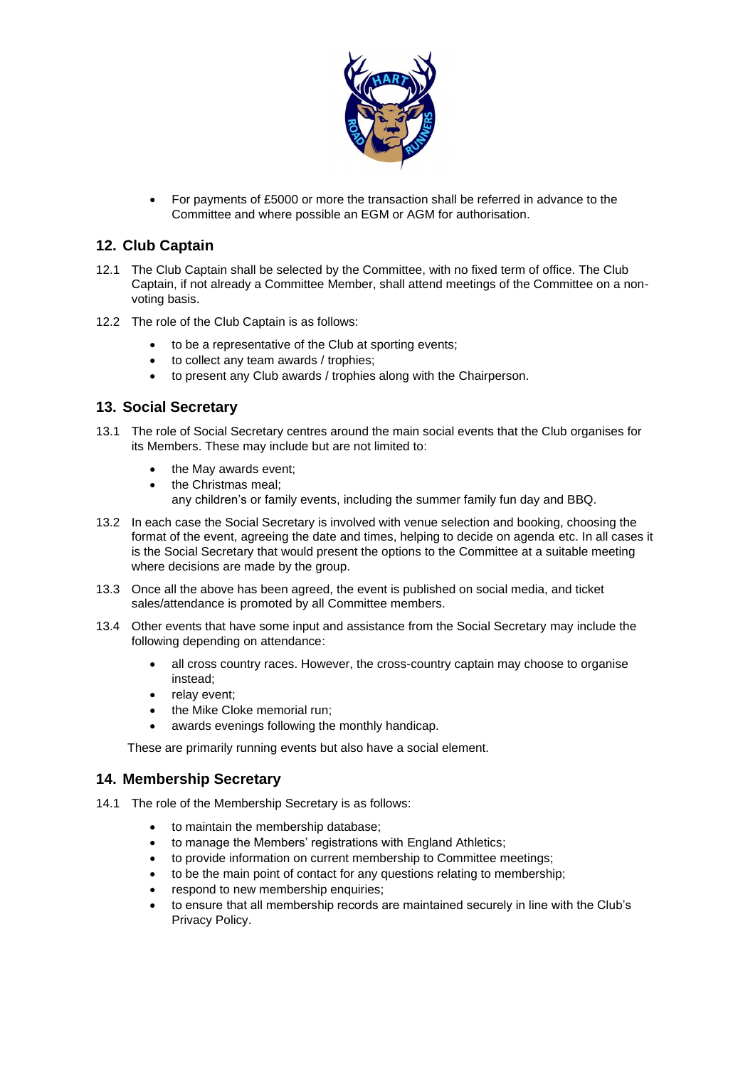- For payments of £5000 or more the transaction shall be referred in advance to the Committee and where possible an EGM or AGM for authorisation.

## 12. Club Captain

12.1 The Club Captain shall be selected by the Committee, with no fixed term of office. The Club Captain, if not already a Committee Member, shall attend meetings of the Committee on a non-voting basis.

12.2 The role of the Club Captain is as follows:

- to be a representative of the Club at sporting events;
- to collect any team awards / trophies;
- to present any Club awards / trophies along with the Chairperson.

## 13. Social Secretary

13.1 The role of Social Secretary centres around the main social events that the Club organises for its Members. These may include but are not limited to:

- the May awards event;
- the Christmas meal;
  any children's or family events, including the summer family fun day and BBQ.

13.2 In each case the Social Secretary is involved with venue selection and booking, choosing the format of the event, agreeing the date and times, helping to decide on agenda etc. In all cases it is the Social Secretary that would present the options to the Committee at a suitable meeting where decisions are made by the group.

13.3 Once all the above has been agreed, the event is published on social media, and ticket sales/attendance is promoted by all Committee members.

13.4 Other events that have some input and assistance from the Social Secretary may include the following depending on attendance:

- all cross country races. However, the cross-country captain may choose to organise instead;
- relay event;
- the Mike Cloke memorial run;
- awards evenings following the monthly handicap.

These are primarily running events but also have a social element.

## 14. Membership Secretary

14.1 The role of the Membership Secretary is as follows:

- to maintain the membership database;
- to manage the Members' registrations with England Athletics;
- to provide information on current membership to Committee meetings;
- to be the main point of contact for any questions relating to membership;
- respond to new membership enquiries;
- to ensure that all membership records are maintained securely in line with the Club's Privacy Policy.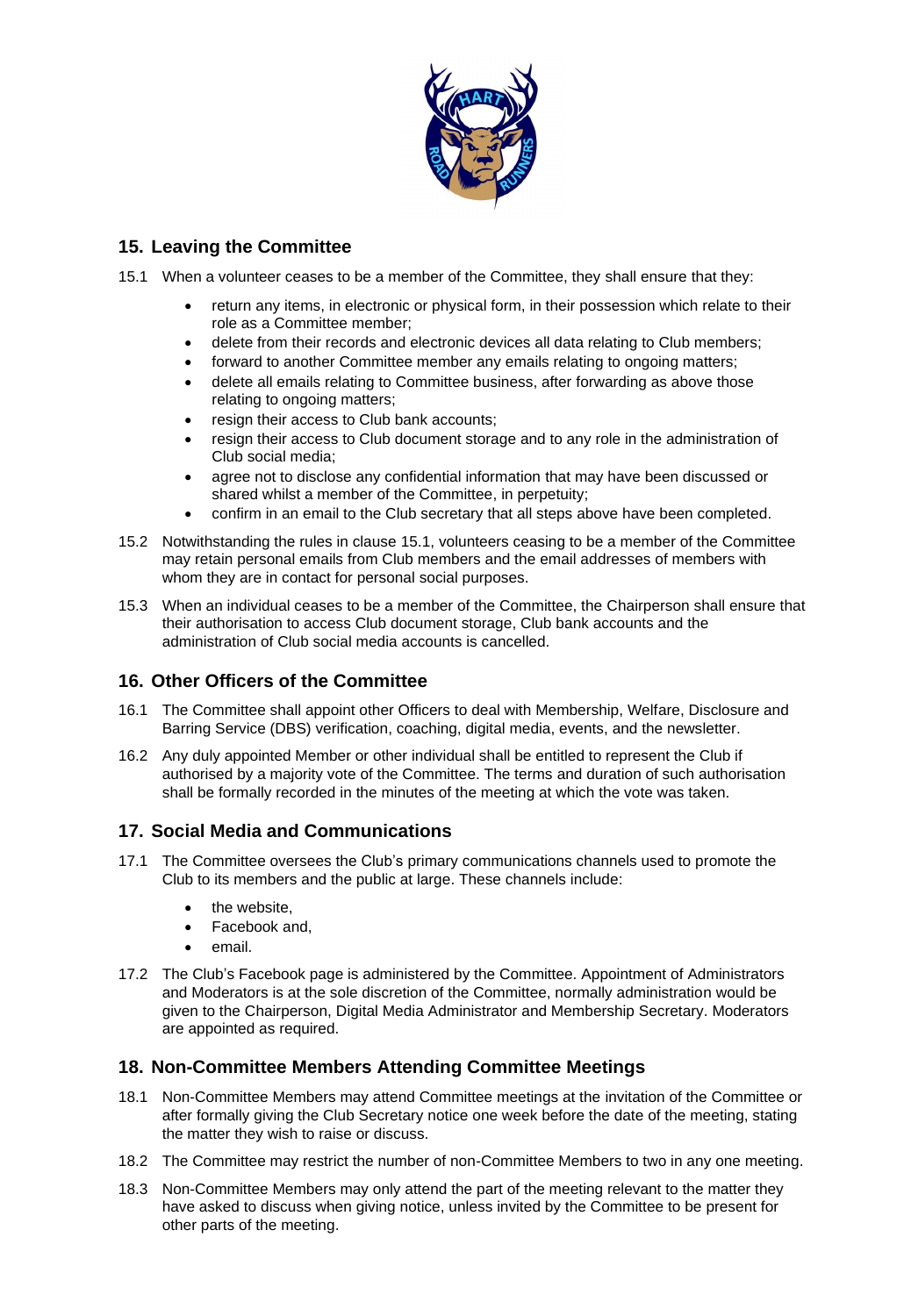## 15. Leaving the Committee

15.1 When a volunteer ceases to be a member of the Committee, they shall ensure that they:

- return any items, in electronic or physical form, in their possession which relate to their role as a Committee member;
- delete from their records and electronic devices all data relating to Club members;
- forward to another Committee member any emails relating to ongoing matters;
- delete all emails relating to Committee business, after forwarding as above those relating to ongoing matters;
- resign their access to Club bank accounts;
- resign their access to Club document storage and to any role in the administration of Club social media;
- agree not to disclose any confidential information that may have been discussed or shared whilst a member of the Committee, in perpetuity;
- confirm in an email to the Club secretary that all steps above have been completed.

15.2 Notwithstanding the rules in clause 15.1, volunteers ceasing to be a member of the Committee may retain personal emails from Club members and the email addresses of members with whom they are in contact for personal social purposes.

15.3 When an individual ceases to be a member of the Committee, the Chairperson shall ensure that their authorisation to access Club document storage, Club bank accounts and the administration of Club social media accounts is cancelled.

## 16. Other Officers of the Committee

16.1 The Committee shall appoint other Officers to deal with Membership, Welfare, Disclosure and Barring Service (DBS) verification, coaching, digital media, events, and the newsletter.

16.2 Any duly appointed Member or other individual shall be entitled to represent the Club if authorised by a majority vote of the Committee. The terms and duration of such authorisation shall be formally recorded in the minutes of the meeting at which the vote was taken.

## 17. Social Media and Communications

17.1 The Committee oversees the Club's primary communications channels used to promote the Club to its members and the public at large. These channels include:

- the website,
- Facebook and,
- email.

17.2 The Club's Facebook page is administered by the Committee. Appointment of Administrators and Moderators is at the sole discretion of the Committee, normally administration would be given to the Chairperson, Digital Media Administrator and Membership Secretary. Moderators are appointed as required.

## 18. Non-Committee Members Attending Committee Meetings

18.1 Non-Committee Members may attend Committee meetings at the invitation of the Committee or after formally giving the Club Secretary notice one week before the date of the meeting, stating the matter they wish to raise or discuss.

18.2 The Committee may restrict the number of non-Committee Members to two in any one meeting.

18.3 Non-Committee Members may only attend the part of the meeting relevant to the matter they have asked to discuss when giving notice, unless invited by the Committee to be present for other parts of the meeting.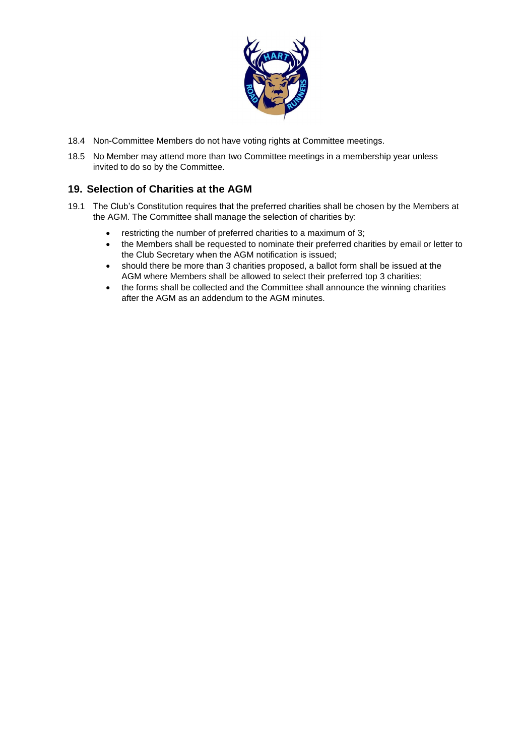18.4 Non-Committee Members do not have voting rights at Committee meetings.

18.5 No Member may attend more than two Committee meetings in a membership year unless invited to do so by the Committee.

## 19. Selection of Charities at the AGM

19.1 The Club's Constitution requires that the preferred charities shall be chosen by the Members at the AGM. The Committee shall manage the selection of charities by:

- restricting the number of preferred charities to a maximum of 3;
- the Members shall be requested to nominate their preferred charities by email or letter to the Club Secretary when the AGM notification is issued;
- should there be more than 3 charities proposed, a ballot form shall be issued at the AGM where Members shall be allowed to select their preferred top 3 charities;
- the forms shall be collected and the Committee shall announce the winning charities after the AGM as an addendum to the AGM minutes.